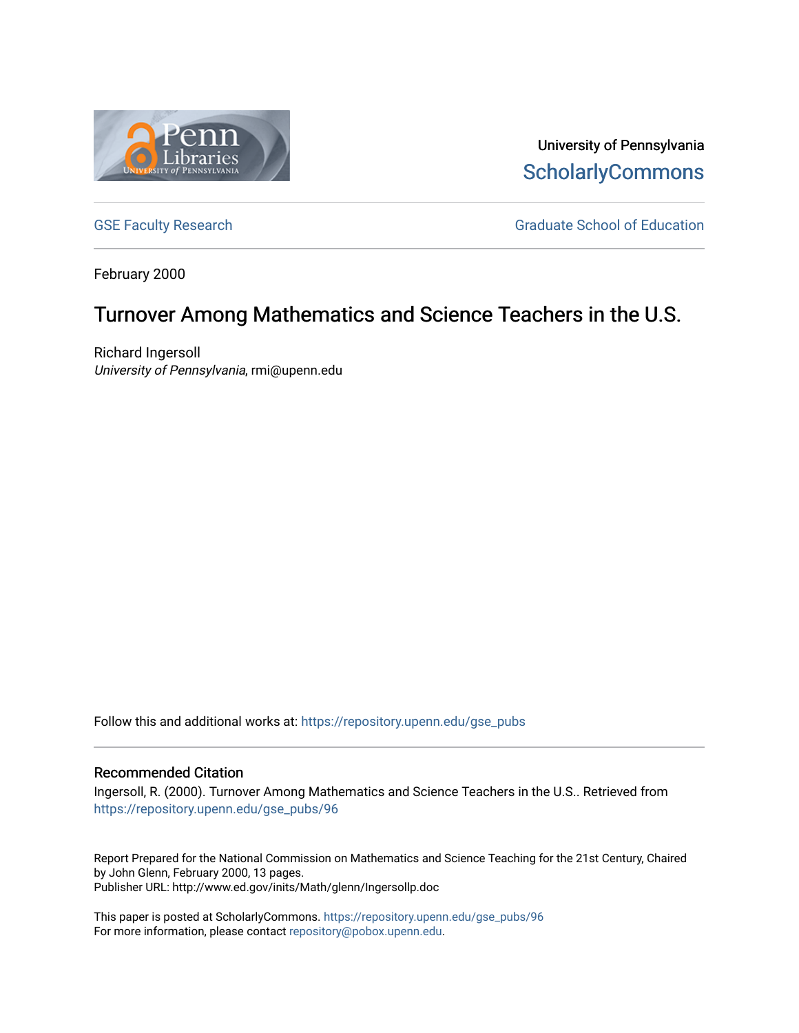University of Pennsylvania
ScholarlyCommons

GSE Faculty Research | Graduate School of Education

February 2000

# Turnover Among Mathematics and Science Teachers in the U.S.

Richard Ingersoll
*University of Pennsylvania*, rmi@upenn.edu

Follow this and additional works at: https://repository.upenn.edu/gse_pubs

### Recommended Citation

Ingersoll, R. (2000). Turnover Among Mathematics and Science Teachers in the U.S.. Retrieved from https://repository.upenn.edu/gse_pubs/96

Report Prepared for the National Commission on Mathematics and Science Teaching for the 21st Century, Chaired by John Glenn, February 2000, 13 pages.
Publisher URL: http://www.ed.gov/inits/Math/glenn/Ingersollp.doc

This paper is posted at ScholarlyCommons. https://repository.upenn.edu/gse_pubs/96
For more information, please contact repository@pobox.upenn.edu.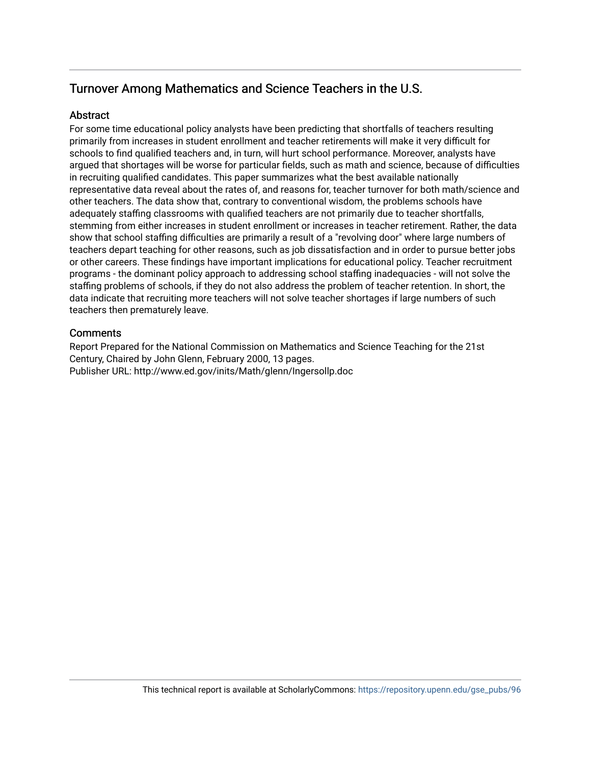## Turnover Among Mathematics and Science Teachers in the U.S.

### Abstract

For some time educational policy analysts have been predicting that shortfalls of teachers resulting primarily from increases in student enrollment and teacher retirements will make it very difficult for schools to find qualified teachers and, in turn, will hurt school performance. Moreover, analysts have argued that shortages will be worse for particular fields, such as math and science, because of difficulties in recruiting qualified candidates. This paper summarizes what the best available nationally representative data reveal about the rates of, and reasons for, teacher turnover for both math/science and other teachers. The data show that, contrary to conventional wisdom, the problems schools have adequately staffing classrooms with qualified teachers are not primarily due to teacher shortfalls, stemming from either increases in student enrollment or increases in teacher retirement. Rather, the data show that school staffing difficulties are primarily a result of a "revolving door" where large numbers of teachers depart teaching for other reasons, such as job dissatisfaction and in order to pursue better jobs or other careers. These findings have important implications for educational policy. Teacher recruitment programs - the dominant policy approach to addressing school staffing inadequacies - will not solve the staffing problems of schools, if they do not also address the problem of teacher retention. In short, the data indicate that recruiting more teachers will not solve teacher shortages if large numbers of such teachers then prematurely leave.

### Comments

Report Prepared for the National Commission on Mathematics and Science Teaching for the 21st Century, Chaired by John Glenn, February 2000, 13 pages.
Publisher URL: http://www.ed.gov/inits/Math/glenn/Ingersollp.doc

This technical report is available at ScholarlyCommons: https://repository.upenn.edu/gse_pubs/96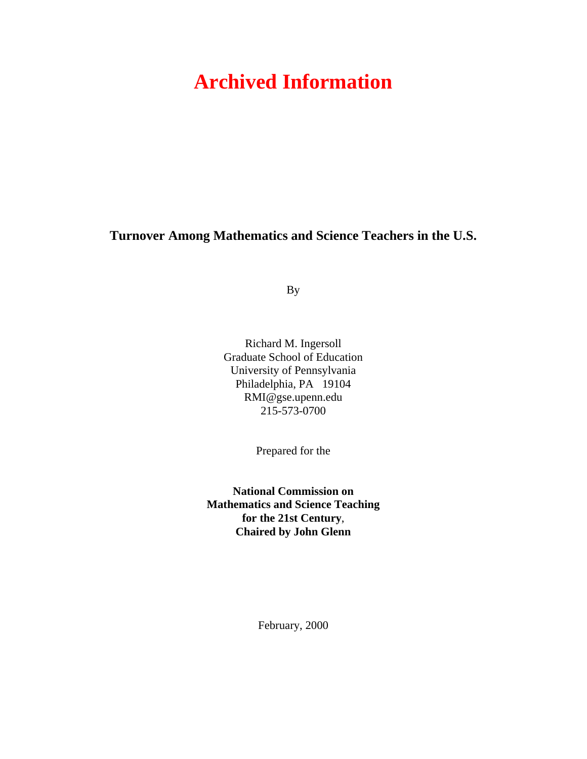# Archived Information

**Turnover Among Mathematics and Science Teachers in the U.S.**

By

Richard M. Ingersoll
Graduate School of Education
University of Pennsylvania
Philadelphia, PA 19104
RMI@gse.upenn.edu
215-573-0700

Prepared for the

**National Commission on Mathematics and Science Teaching for the 21st Century**,
**Chaired by John Glenn**

February, 2000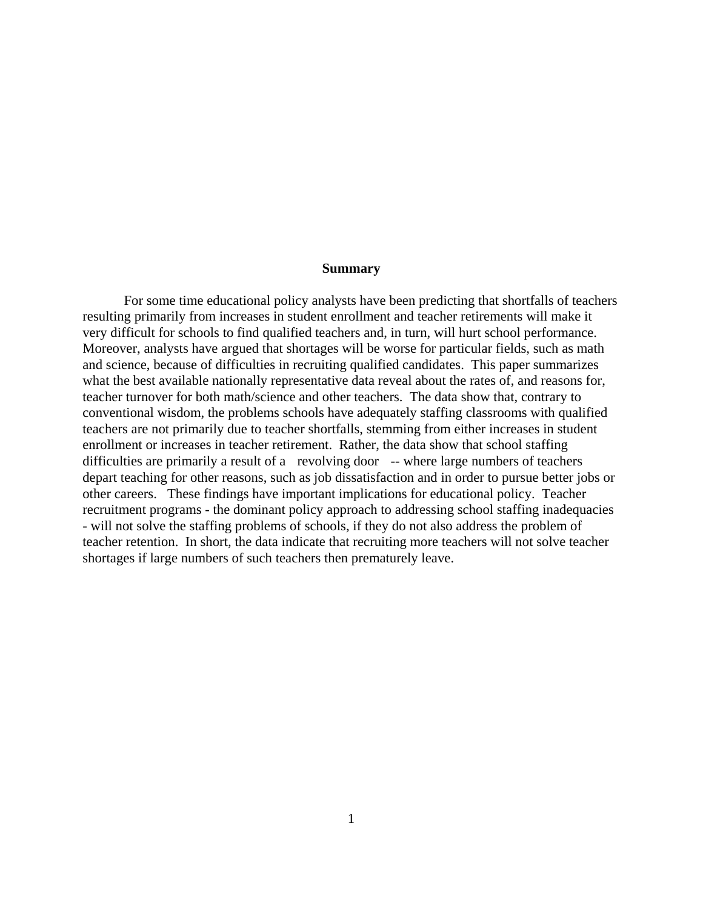**Summary**

For some time educational policy analysts have been predicting that shortfalls of teachers resulting primarily from increases in student enrollment and teacher retirements will make it very difficult for schools to find qualified teachers and, in turn, will hurt school performance. Moreover, analysts have argued that shortages will be worse for particular fields, such as math and science, because of difficulties in recruiting qualified candidates. This paper summarizes what the best available nationally representative data reveal about the rates of, and reasons for, teacher turnover for both math/science and other teachers. The data show that, contrary to conventional wisdom, the problems schools have adequately staffing classrooms with qualified teachers are not primarily due to teacher shortfalls, stemming from either increases in student enrollment or increases in teacher retirement. Rather, the data show that school staffing difficulties are primarily a result of a revolving door -- where large numbers of teachers depart teaching for other reasons, such as job dissatisfaction and in order to pursue better jobs or other careers. These findings have important implications for educational policy. Teacher recruitment programs - the dominant policy approach to addressing school staffing inadequacies - will not solve the staffing problems of schools, if they do not also address the problem of teacher retention. In short, the data indicate that recruiting more teachers will not solve teacher shortages if large numbers of such teachers then prematurely leave.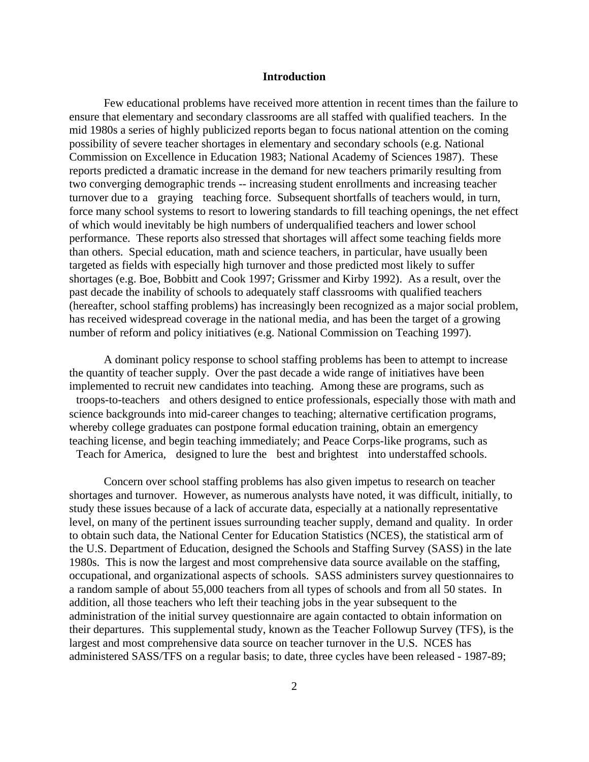## Introduction

Few educational problems have received more attention in recent times than the failure to ensure that elementary and secondary classrooms are all staffed with qualified teachers. In the mid 1980s a series of highly publicized reports began to focus national attention on the coming possibility of severe teacher shortages in elementary and secondary schools (e.g. National Commission on Excellence in Education 1983; National Academy of Sciences 1987). These reports predicted a dramatic increase in the demand for new teachers primarily resulting from two converging demographic trends -- increasing student enrollments and increasing teacher turnover due to a "graying" teaching force. Subsequent shortfalls of teachers would, in turn, force many school systems to resort to lowering standards to fill teaching openings, the net effect of which would inevitably be high numbers of underqualified teachers and lower school performance. These reports also stressed that shortages will affect some teaching fields more than others. Special education, math and science teachers, in particular, have usually been targeted as fields with especially high turnover and those predicted most likely to suffer shortages (e.g. Boe, Bobbitt and Cook 1997; Grissmer and Kirby 1992). As a result, over the past decade the inability of schools to adequately staff classrooms with qualified teachers (hereafter, school staffing problems) has increasingly been recognized as a major social problem, has received widespread coverage in the national media, and has been the target of a growing number of reform and policy initiatives (e.g. National Commission on Teaching 1997).

A dominant policy response to school staffing problems has been to attempt to increase the quantity of teacher supply. Over the past decade a wide range of initiatives have been implemented to recruit new candidates into teaching. Among these are programs, such as "troops-to-teachers" and others designed to entice professionals, especially those with math and science backgrounds into mid-career changes to teaching; alternative certification programs, whereby college graduates can postpone formal education training, obtain an emergency teaching license, and begin teaching immediately; and Peace Corps-like programs, such as "Teach for America," designed to lure the "best and brightest" into understaffed schools.

Concern over school staffing problems has also given impetus to research on teacher shortages and turnover. However, as numerous analysts have noted, it was difficult, initially, to study these issues because of a lack of accurate data, especially at a nationally representative level, on many of the pertinent issues surrounding teacher supply, demand and quality. In order to obtain such data, the National Center for Education Statistics (NCES), the statistical arm of the U.S. Department of Education, designed the Schools and Staffing Survey (SASS) in the late 1980s. This is now the largest and most comprehensive data source available on the staffing, occupational, and organizational aspects of schools. SASS administers survey questionnaires to a random sample of about 55,000 teachers from all types of schools and from all 50 states. In addition, all those teachers who left their teaching jobs in the year subsequent to the administration of the initial survey questionnaire are again contacted to obtain information on their departures. This supplemental study, known as the Teacher Followup Survey (TFS), is the largest and most comprehensive data source on teacher turnover in the U.S. NCES has administered SASS/TFS on a regular basis; to date, three cycles have been released - 1987-89;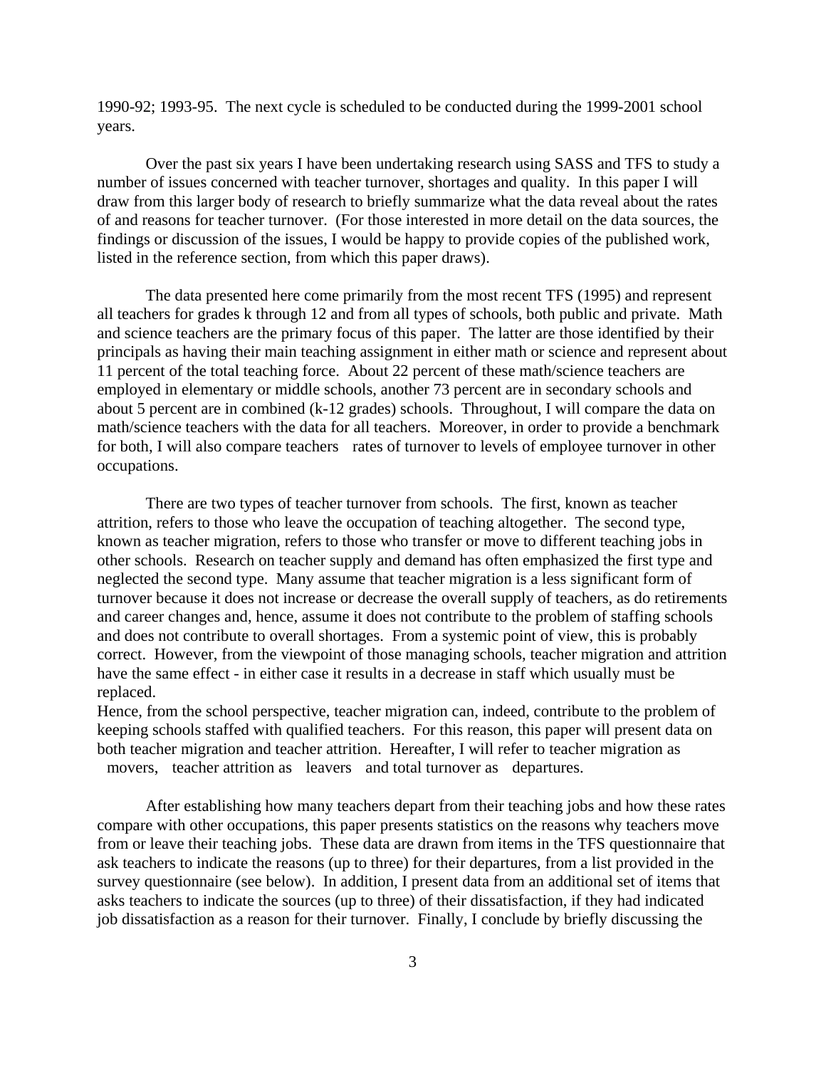1990-92; 1993-95. The next cycle is scheduled to be conducted during the 1999-2001 school years.

Over the past six years I have been undertaking research using SASS and TFS to study a number of issues concerned with teacher turnover, shortages and quality. In this paper I will draw from this larger body of research to briefly summarize what the data reveal about the rates of and reasons for teacher turnover. (For those interested in more detail on the data sources, the findings or discussion of the issues, I would be happy to provide copies of the published work, listed in the reference section, from which this paper draws).

The data presented here come primarily from the most recent TFS (1995) and represent all teachers for grades k through 12 and from all types of schools, both public and private. Math and science teachers are the primary focus of this paper. The latter are those identified by their principals as having their main teaching assignment in either math or science and represent about 11 percent of the total teaching force. About 22 percent of these math/science teachers are employed in elementary or middle schools, another 73 percent are in secondary schools and about 5 percent are in combined (k-12 grades) schools. Throughout, I will compare the data on math/science teachers with the data for all teachers. Moreover, in order to provide a benchmark for both, I will also compare teachers rates of turnover to levels of employee turnover in other occupations.

There are two types of teacher turnover from schools. The first, known as teacher attrition, refers to those who leave the occupation of teaching altogether. The second type, known as teacher migration, refers to those who transfer or move to different teaching jobs in other schools. Research on teacher supply and demand has often emphasized the first type and neglected the second type. Many assume that teacher migration is a less significant form of turnover because it does not increase or decrease the overall supply of teachers, as do retirements and career changes and, hence, assume it does not contribute to the problem of staffing schools and does not contribute to overall shortages. From a systemic point of view, this is probably correct. However, from the viewpoint of those managing schools, teacher migration and attrition have the same effect - in either case it results in a decrease in staff which usually must be replaced.
Hence, from the school perspective, teacher migration can, indeed, contribute to the problem of keeping schools staffed with qualified teachers. For this reason, this paper will present data on both teacher migration and teacher attrition. Hereafter, I will refer to teacher migration as movers, teacher attrition as leavers and total turnover as departures.

After establishing how many teachers depart from their teaching jobs and how these rates compare with other occupations, this paper presents statistics on the reasons why teachers move from or leave their teaching jobs. These data are drawn from items in the TFS questionnaire that ask teachers to indicate the reasons (up to three) for their departures, from a list provided in the survey questionnaire (see below). In addition, I present data from an additional set of items that asks teachers to indicate the sources (up to three) of their dissatisfaction, if they had indicated job dissatisfaction as a reason for their turnover. Finally, I conclude by briefly discussing the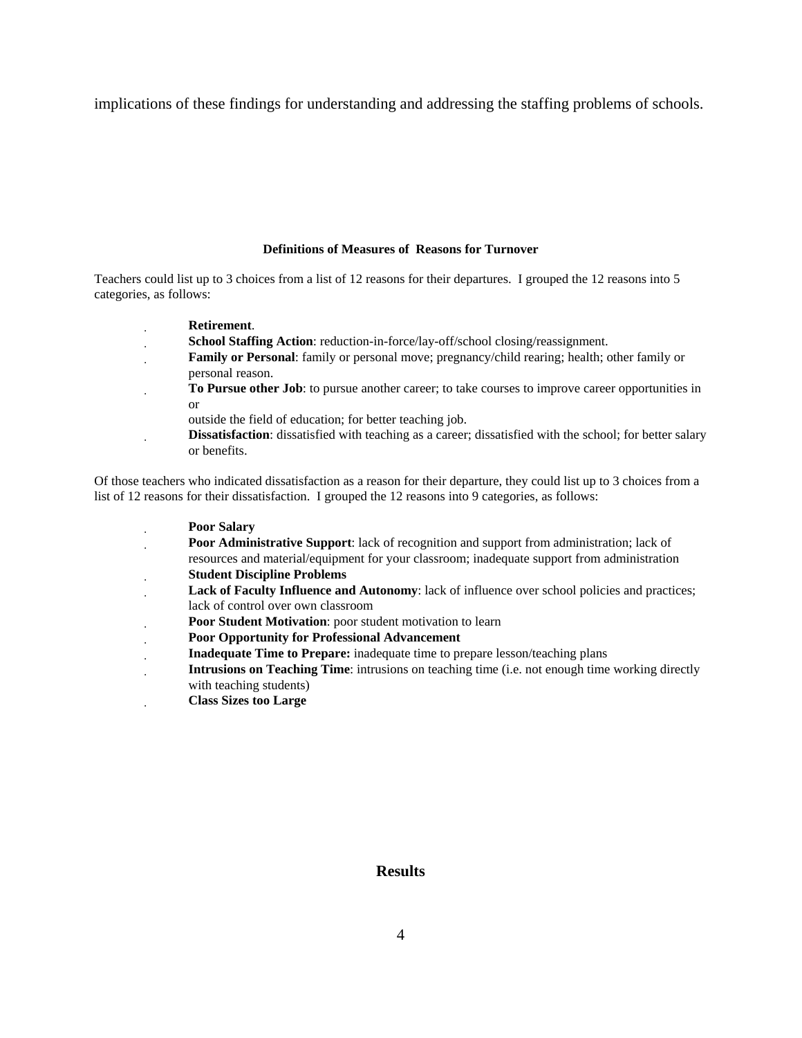implications of these findings for understanding and addressing the staffing problems of schools.

### Definitions of Measures of Reasons for Turnover

Teachers could list up to 3 choices from a list of 12 reasons for their departures. I grouped the 12 reasons into 5 categories, as follows:

- **Retirement**.
- **School Staffing Action**: reduction-in-force/lay-off/school closing/reassignment.
- **Family or Personal**: family or personal move; pregnancy/child rearing; health; other family or personal reason.
- **To Pursue other Job**: to pursue another career; to take courses to improve career opportunities in or
  outside the field of education; for better teaching job.
- **Dissatisfaction**: dissatisfied with teaching as a career; dissatisfied with the school; for better salary or benefits.

Of those teachers who indicated dissatisfaction as a reason for their departure, they could list up to 3 choices from a list of 12 reasons for their dissatisfaction. I grouped the 12 reasons into 9 categories, as follows:

- **Poor Salary**
- **Poor Administrative Support**: lack of recognition and support from administration; lack of resources and material/equipment for your classroom; inadequate support from administration
- **Student Discipline Problems**
- **Lack of Faculty Influence and Autonomy**: lack of influence over school policies and practices; lack of control over own classroom
- **Poor Student Motivation**: poor student motivation to learn
- **Poor Opportunity for Professional Advancement**
- **Inadequate Time to Prepare:** inadequate time to prepare lesson/teaching plans
- **Intrusions on Teaching Time**: intrusions on teaching time (i.e. not enough time working directly with teaching students)
- **Class Sizes too Large**

## Results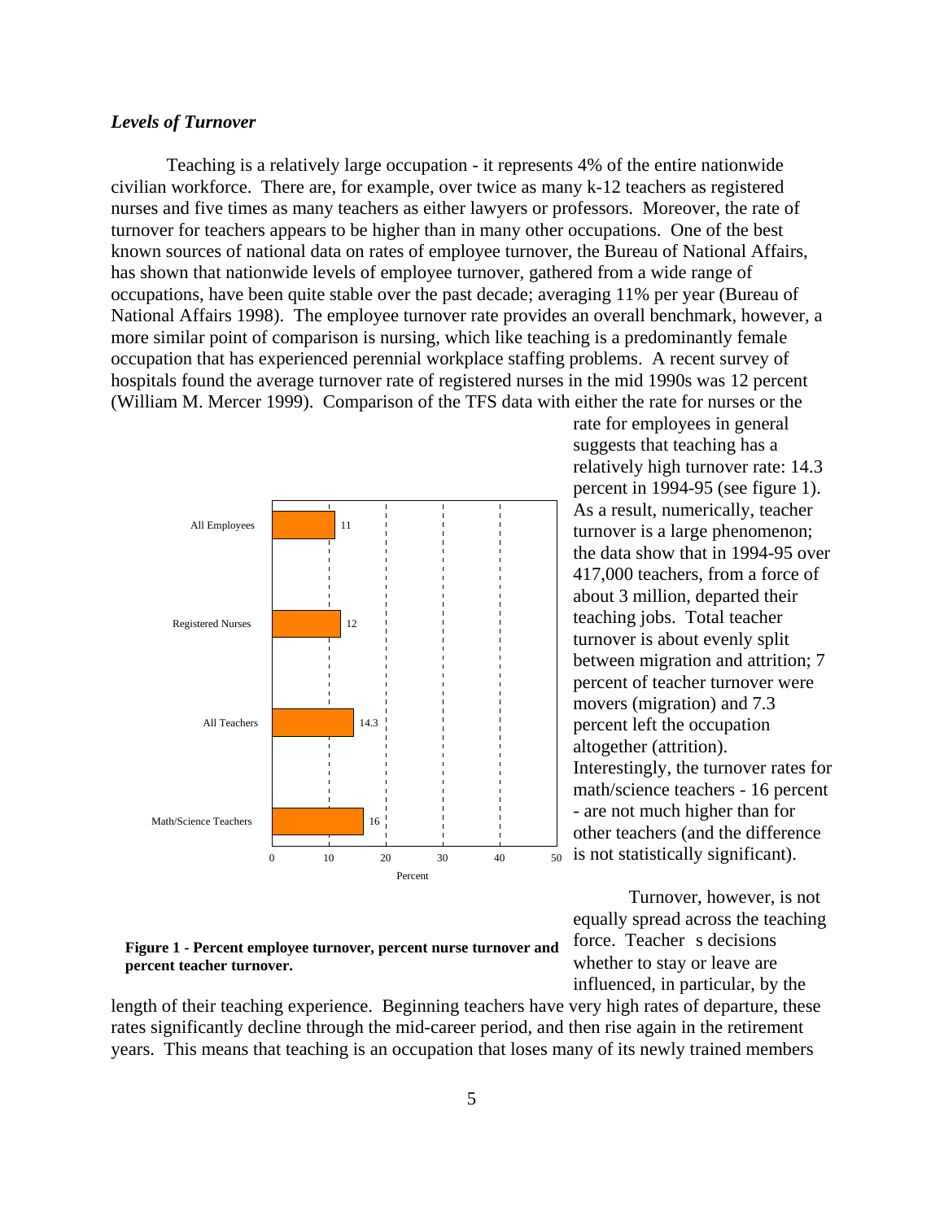### *Levels of Turnover*

Teaching is a relatively large occupation - it represents 4% of the entire nationwide civilian workforce. There are, for example, over twice as many k-12 teachers as registered nurses and five times as many teachers as either lawyers or professors. Moreover, the rate of turnover for teachers appears to be higher than in many other occupations. One of the best known sources of national data on rates of employee turnover, the Bureau of National Affairs, has shown that nationwide levels of employee turnover, gathered from a wide range of occupations, have been quite stable over the past decade; averaging 11% per year (Bureau of National Affairs 1998). The employee turnover rate provides an overall benchmark, however, a more similar point of comparison is nursing, which like teaching is a predominantly female occupation that has experienced perennial workplace staffing problems. A recent survey of hospitals found the average turnover rate of registered nurses in the mid 1990s was 12 percent (William M. Mercer 1999). Comparison of the TFS data with either the rate for nurses or the rate for employees in general suggests that teaching has a relatively high turnover rate: 14.3 percent in 1994-95 (see figure 1). As a result, numerically, teacher turnover is a large phenomenon; the data show that in 1994-95 over 417,000 teachers, from a force of about 3 million, departed their teaching jobs. Total teacher turnover is about evenly split between migration and attrition; 7 percent of teacher turnover were movers (migration) and 7.3 percent left the occupation altogether (attrition). Interestingly, the turnover rates for math/science teachers - 16 percent - are not much higher than for other teachers (and the difference is not statistically significant).

| | Percent |
|---|---|
| All Employees | 11 |
| Registered Nurses | 12 |
| All Teachers | 14.3 |
| Math/Science Teachers | 16 |

**Figure 1 - Percent employee turnover, percent nurse turnover and percent teacher turnover.**

Turnover, however, is not equally spread across the teaching force. Teacher s decisions whether to stay or leave are influenced, in particular, by the length of their teaching experience. Beginning teachers have very high rates of departure, these rates significantly decline through the mid-career period, and then rise again in the retirement years. This means that teaching is an occupation that loses many of its newly trained members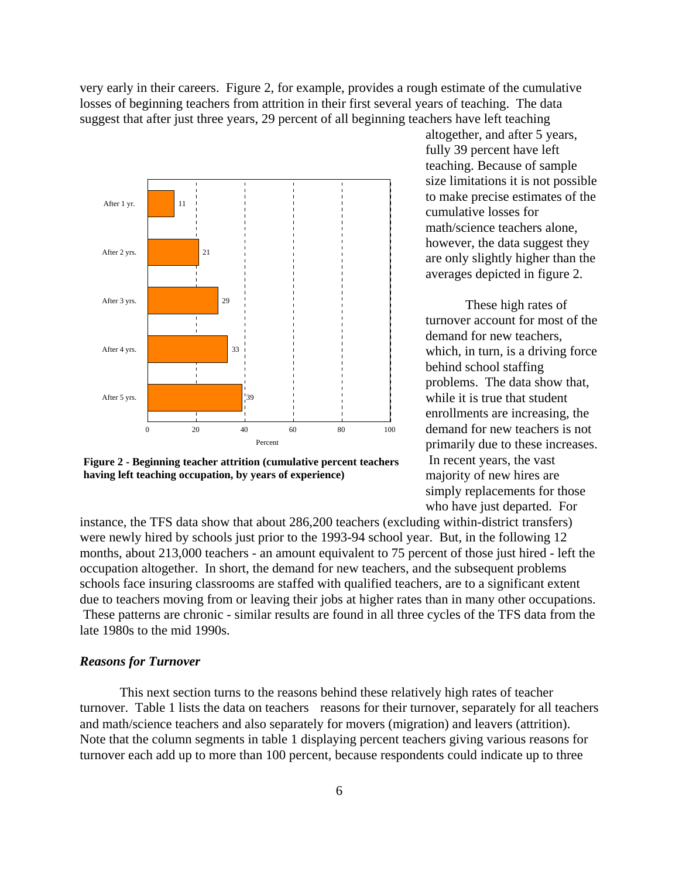very early in their careers. Figure 2, for example, provides a rough estimate of the cumulative losses of beginning teachers from attrition in their first several years of teaching. The data suggest that after just three years, 29 percent of all beginning teachers have left teaching altogether, and after 5 years, fully 39 percent have left teaching. Because of sample size limitations it is not possible to make precise estimates of the cumulative losses for math/science teachers alone, however, the data suggest they are only slightly higher than the averages depicted in figure 2.

| Years of experience | Percent |
|---|---|
| After 1 yr. | 11 |
| After 2 yrs. | 21 |
| After 3 yrs. | 29 |
| After 4 yrs. | 33 |
| After 5 yrs. | 39 |

**Figure 2 - Beginning teacher attrition (cumulative percent teachers having left teaching occupation, by years of experience)**

These high rates of turnover account for most of the demand for new teachers, which, in turn, is a driving force behind school staffing problems. The data show that, while it is true that student enrollments are increasing, the demand for new teachers is not primarily due to these increases. In recent years, the vast majority of new hires are simply replacements for those who have just departed. For instance, the TFS data show that about 286,200 teachers (excluding within-district transfers) were newly hired by schools just prior to the 1993-94 school year. But, in the following 12 months, about 213,000 teachers - an amount equivalent to 75 percent of those just hired - left the occupation altogether. In short, the demand for new teachers, and the subsequent problems schools face insuring classrooms are staffed with qualified teachers, are to a significant extent due to teachers moving from or leaving their jobs at higher rates than in many other occupations. These patterns are chronic - similar results are found in all three cycles of the TFS data from the late 1980s to the mid 1990s.

### *Reasons for Turnover*

This next section turns to the reasons behind these relatively high rates of teacher turnover. Table 1 lists the data on teachers reasons for their turnover, separately for all teachers and math/science teachers and also separately for movers (migration) and leavers (attrition). Note that the column segments in table 1 displaying percent teachers giving various reasons for turnover each add up to more than 100 percent, because respondents could indicate up to three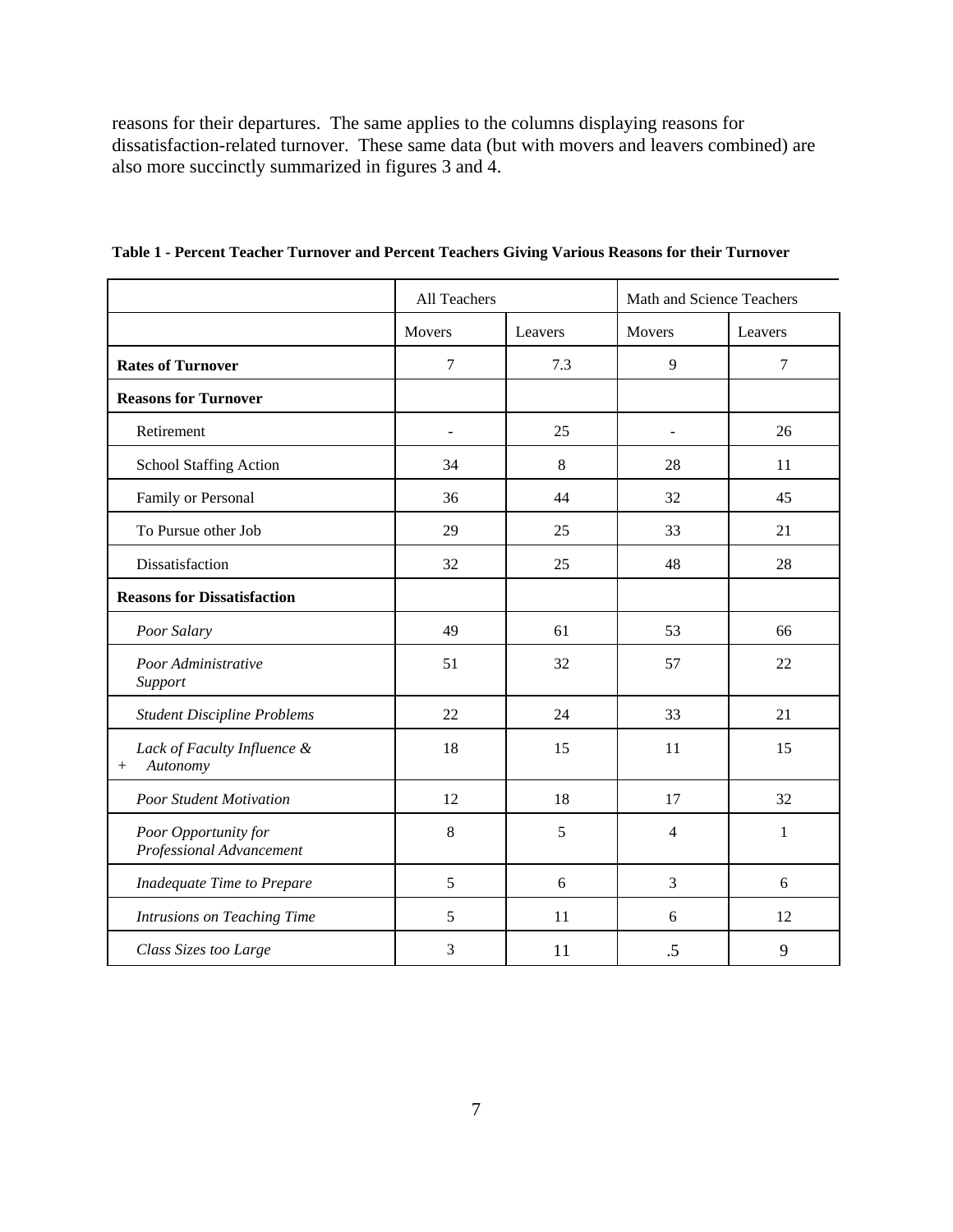reasons for their departures. The same applies to the columns displaying reasons for dissatisfaction-related turnover. These same data (but with movers and leavers combined) are also more succinctly summarized in figures 3 and 4.

**Table 1 - Percent Teacher Turnover and Percent Teachers Giving Various Reasons for their Turnover**

| | All Teachers | | Math and Science Teachers | |
|---|---|---|---|---|
| | Movers | Leavers | Movers | Leavers |
| **Rates of Turnover** | 7 | 7.3 | 9 | 7 |
| **Reasons for Turnover** | | | | |
| Retirement | - | 25 | - | 26 |
| School Staffing Action | 34 | 8 | 28 | 11 |
| Family or Personal | 36 | 44 | 32 | 45 |
| To Pursue other Job | 29 | 25 | 33 | 21 |
| Dissatisfaction | 32 | 25 | 48 | 28 |
| **Reasons for Dissatisfaction** | | | | |
| *Poor Salary* | 49 | 61 | 53 | 66 |
| *Poor Administrative Support* | 51 | 32 | 57 | 22 |
| *Student Discipline Problems* | 22 | 24 | 33 | 21 |
| *Lack of Faculty Influence & + Autonomy* | 18 | 15 | 11 | 15 |
| *Poor Student Motivation* | 12 | 18 | 17 | 32 |
| *Poor Opportunity for Professional Advancement* | 8 | 5 | 4 | 1 |
| *Inadequate Time to Prepare* | 5 | 6 | 3 | 6 |
| *Intrusions on Teaching Time* | 5 | 11 | 6 | 12 |
| *Class Sizes too Large* | 3 | 11 | .5 | 9 |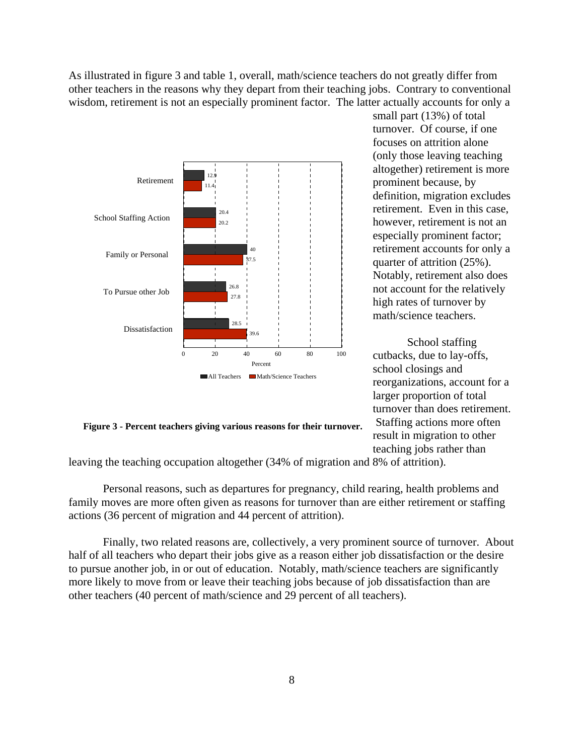As illustrated in figure 3 and table 1, overall, math/science teachers do not greatly differ from other teachers in the reasons why they depart from their teaching jobs. Contrary to conventional wisdom, retirement is not an especially prominent factor. The latter actually accounts for only a small part (13%) of total turnover. Of course, if one focuses on attrition alone (only those leaving teaching altogether) retirement is more prominent because, by definition, migration excludes retirement. Even in this case, however, retirement is not an especially prominent factor; retirement accounts for only a quarter of attrition (25%). Notably, retirement also does not account for the relatively high rates of turnover by math/science teachers.

| Reason | All Teachers (Percent) | Math/Science Teachers (Percent) |
| --- | --- | --- |
| Retirement | 12.9 | 11.4 |
| School Staffing Action | 20.4 | 20.2 |
| Family or Personal | 40 | 37.5 |
| To Pursue other Job | 26.8 | 27.8 |
| Dissatisfaction | 28.5 | 39.6 |

**Figure 3 - Percent teachers giving various reasons for their turnover.**

School staffing cutbacks, due to lay-offs, school closings and reorganizations, account for a larger proportion of total turnover than does retirement. Staffing actions more often result in migration to other teaching jobs rather than leaving the teaching occupation altogether (34% of migration and 8% of attrition).

Personal reasons, such as departures for pregnancy, child rearing, health problems and family moves are more often given as reasons for turnover than are either retirement or staffing actions (36 percent of migration and 44 percent of attrition).

Finally, two related reasons are, collectively, a very prominent source of turnover. About half of all teachers who depart their jobs give as a reason either job dissatisfaction or the desire to pursue another job, in or out of education. Notably, math/science teachers are significantly more likely to move from or leave their teaching jobs because of job dissatisfaction than are other teachers (40 percent of math/science and 29 percent of all teachers).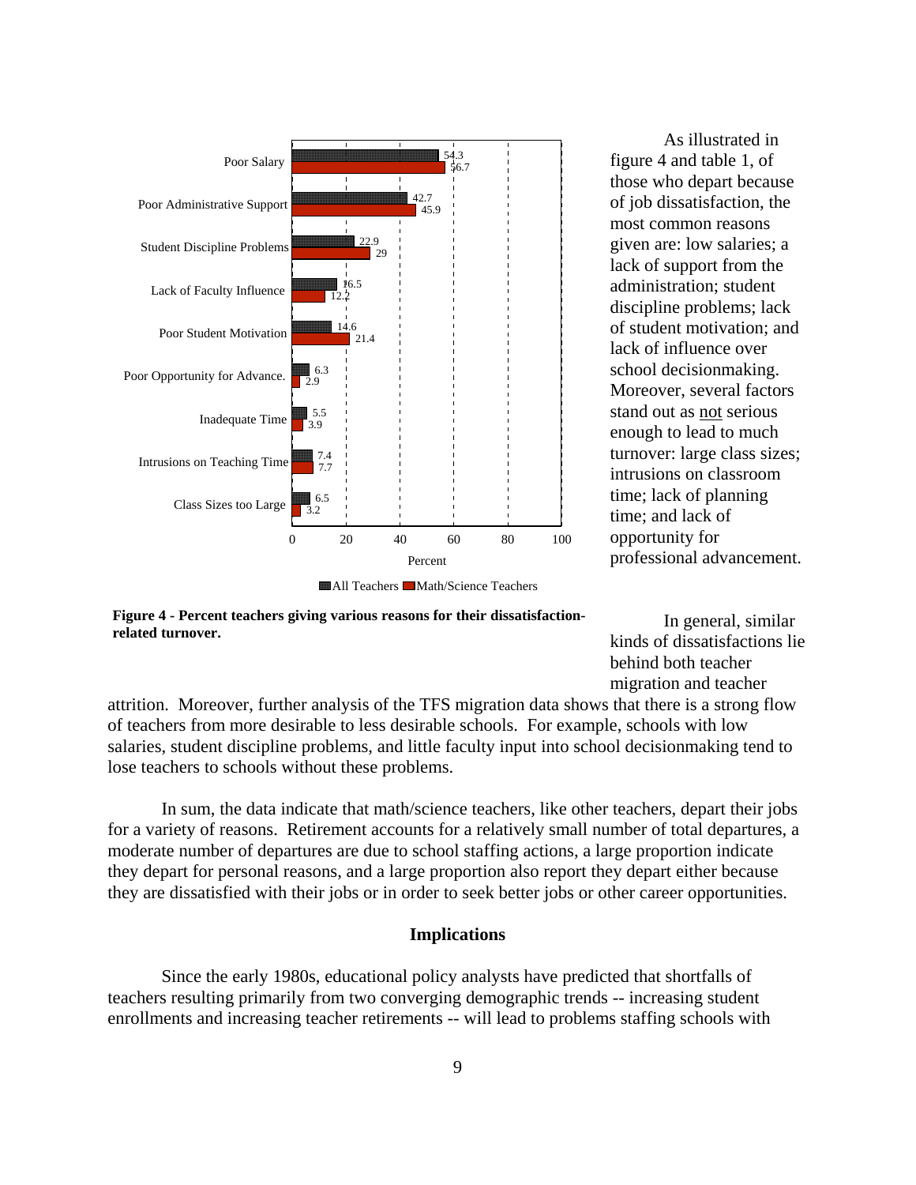| Reason | All Teachers | Math/Science Teachers |
|---|---|---|
| Poor Salary | 54.3 | 56.7 |
| Poor Administrative Support | 42.7 | 45.9 |
| Student Discipline Problems | 22.9 | 29 |
| Lack of Faculty Influence | 16.5 | 12.2 |
| Poor Student Motivation | 14.6 | 21.4 |
| Poor Opportunity for Advance. | 6.3 | 2.9 |
| Inadequate Time | 5.5 | 3.9 |
| Intrusions on Teaching Time | 7.4 | 7.7 |
| Class Sizes too Large | 6.5 | 3.2 |

**Figure 4 - Percent teachers giving various reasons for their dissatisfaction-related turnover.**

As illustrated in figure 4 and table 1, of those who depart because of job dissatisfaction, the most common reasons given are: low salaries; a lack of support from the administration; student discipline problems; lack of student motivation; and lack of influence over school decisionmaking. Moreover, several factors stand out as not serious enough to lead to much turnover: large class sizes; intrusions on classroom time; lack of planning time; and lack of opportunity for professional advancement.

In general, similar kinds of dissatisfactions lie behind both teacher migration and teacher attrition. Moreover, further analysis of the TFS migration data shows that there is a strong flow of teachers from more desirable to less desirable schools. For example, schools with low salaries, student discipline problems, and little faculty input into school decisionmaking tend to lose teachers to schools without these problems.

In sum, the data indicate that math/science teachers, like other teachers, depart their jobs for a variety of reasons. Retirement accounts for a relatively small number of total departures, a moderate number of departures are due to school staffing actions, a large proportion indicate they depart for personal reasons, and a large proportion also report they depart either because they are dissatisfied with their jobs or in order to seek better jobs or other career opportunities.

## Implications

Since the early 1980s, educational policy analysts have predicted that shortfalls of teachers resulting primarily from two converging demographic trends -- increasing student enrollments and increasing teacher retirements -- will lead to problems staffing schools with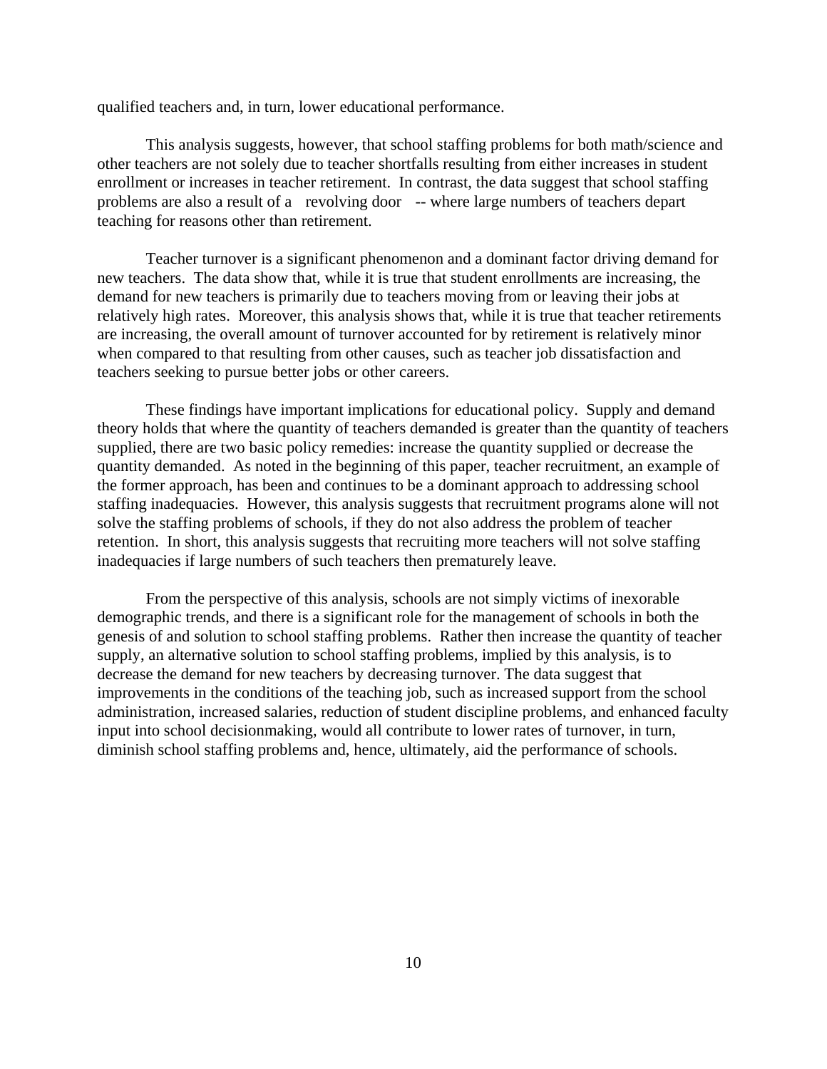qualified teachers and, in turn, lower educational performance.

This analysis suggests, however, that school staffing problems for both math/science and other teachers are not solely due to teacher shortfalls resulting from either increases in student enrollment or increases in teacher retirement. In contrast, the data suggest that school staffing problems are also a result of a revolving door -- where large numbers of teachers depart teaching for reasons other than retirement.

Teacher turnover is a significant phenomenon and a dominant factor driving demand for new teachers. The data show that, while it is true that student enrollments are increasing, the demand for new teachers is primarily due to teachers moving from or leaving their jobs at relatively high rates. Moreover, this analysis shows that, while it is true that teacher retirements are increasing, the overall amount of turnover accounted for by retirement is relatively minor when compared to that resulting from other causes, such as teacher job dissatisfaction and teachers seeking to pursue better jobs or other careers.

These findings have important implications for educational policy. Supply and demand theory holds that where the quantity of teachers demanded is greater than the quantity of teachers supplied, there are two basic policy remedies: increase the quantity supplied or decrease the quantity demanded. As noted in the beginning of this paper, teacher recruitment, an example of the former approach, has been and continues to be a dominant approach to addressing school staffing inadequacies. However, this analysis suggests that recruitment programs alone will not solve the staffing problems of schools, if they do not also address the problem of teacher retention. In short, this analysis suggests that recruiting more teachers will not solve staffing inadequacies if large numbers of such teachers then prematurely leave.

From the perspective of this analysis, schools are not simply victims of inexorable demographic trends, and there is a significant role for the management of schools in both the genesis of and solution to school staffing problems. Rather then increase the quantity of teacher supply, an alternative solution to school staffing problems, implied by this analysis, is to decrease the demand for new teachers by decreasing turnover. The data suggest that improvements in the conditions of the teaching job, such as increased support from the school administration, increased salaries, reduction of student discipline problems, and enhanced faculty input into school decisionmaking, would all contribute to lower rates of turnover, in turn, diminish school staffing problems and, hence, ultimately, aid the performance of schools.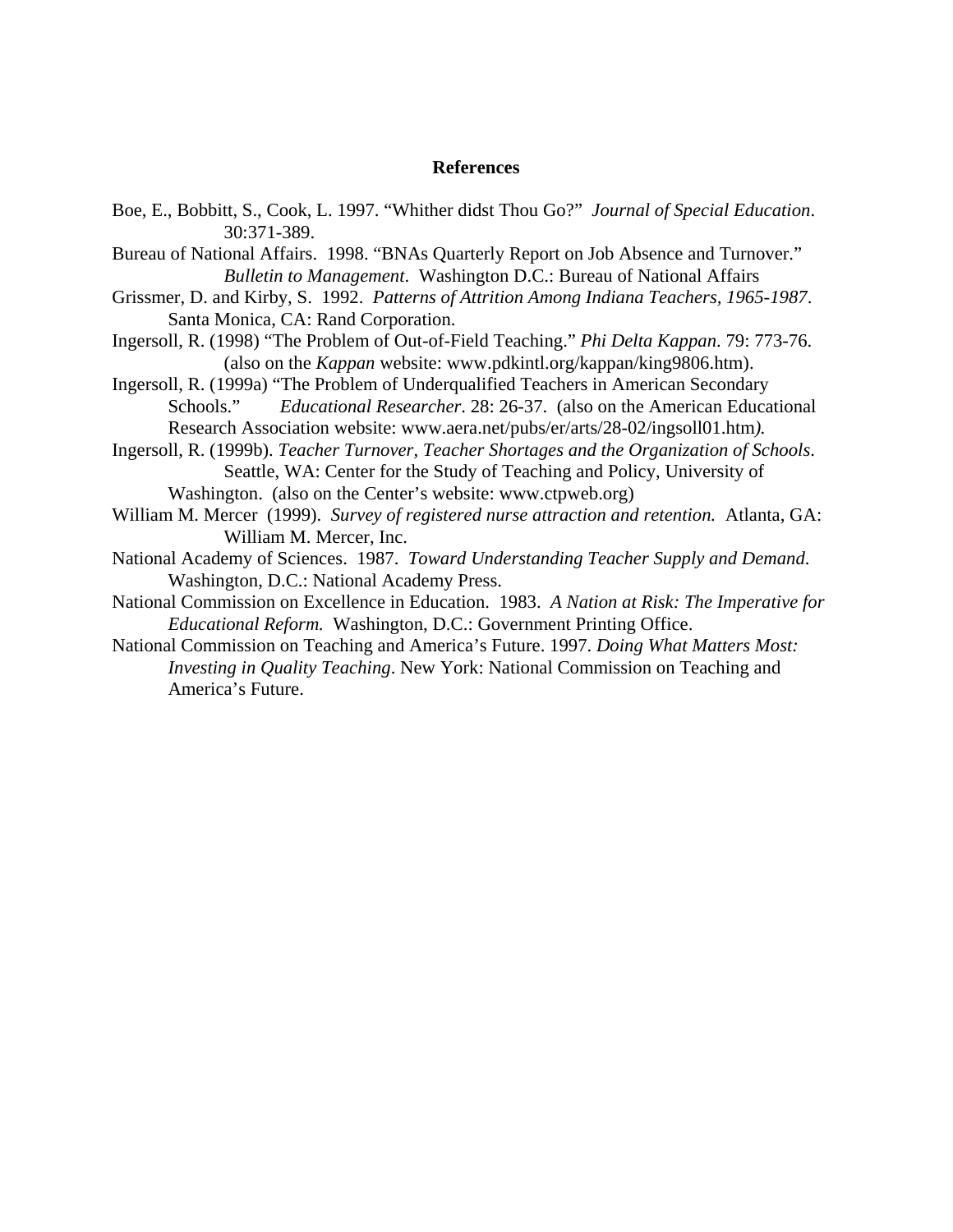## References

Boe, E., Bobbitt, S., Cook, L. 1997. "Whither didst Thou Go?" *Journal of Special Education*. 30:371-389.

Bureau of National Affairs. 1998. "BNAs Quarterly Report on Job Absence and Turnover." *Bulletin to Management*. Washington D.C.: Bureau of National Affairs

Grissmer, D. and Kirby, S. 1992. *Patterns of Attrition Among Indiana Teachers, 1965-1987*. Santa Monica, CA: Rand Corporation.

Ingersoll, R. (1998) "The Problem of Out-of-Field Teaching." *Phi Delta Kappan*. 79: 773-76. (also on the *Kappan* website: www.pdkintl.org/kappan/king9806.htm).

Ingersoll, R. (1999a) "The Problem of Underqualified Teachers in American Secondary Schools." *Educational Researcher*. 28: 26-37. (also on the American Educational Research Association website: www.aera.net/pubs/er/arts/28-02/ingsoll01.htm*)*.

Ingersoll, R. (1999b). *Teacher Turnover, Teacher Shortages and the Organization of Schools*. Seattle, WA: Center for the Study of Teaching and Policy, University of Washington. (also on the Center's website: www.ctpweb.org)

William M. Mercer (1999). *Survey of registered nurse attraction and retention.* Atlanta, GA: William M. Mercer, Inc.

National Academy of Sciences. 1987. *Toward Understanding Teacher Supply and Demand*. Washington, D.C.: National Academy Press.

National Commission on Excellence in Education. 1983. *A Nation at Risk: The Imperative for Educational Reform.* Washington, D.C.: Government Printing Office.

National Commission on Teaching and America's Future. 1997. *Doing What Matters Most: Investing in Quality Teaching*. New York: National Commission on Teaching and America's Future.